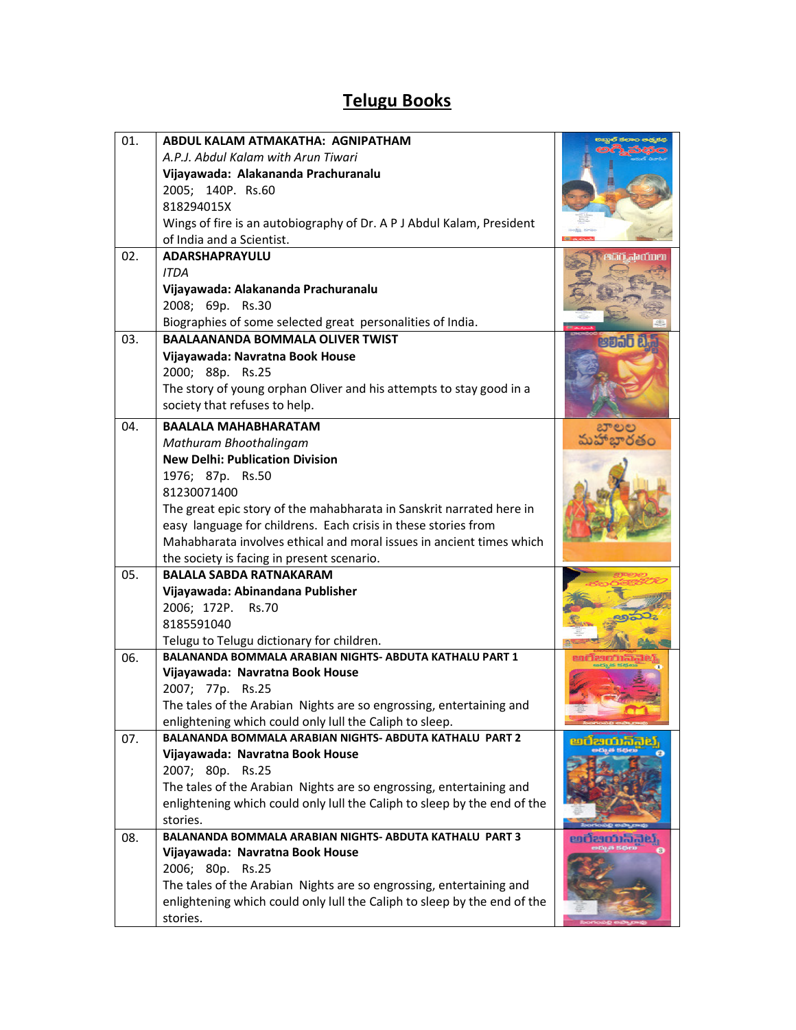# Telugu Books

| | | |
|---|---|---|
| 01. | **ABDUL KALAM ATMAKATHA: AGNIPATHAM**<br>*A.P.J. Abdul Kalam with Arun Tiwari*<br>**Vijayawada: Alakananda Prachuranalu**<br>2005; 140P. Rs.60<br>818294015X<br>Wings of fire is an autobiography of Dr. A P J Abdul Kalam, President of India and a Scientist. | |
| 02. | **ADARSHAPRAYULU**<br>*ITDA*<br>**Vijayawada: Alakananda Prachuranalu**<br>2008; 69p. Rs.30<br>Biographies of some selected great personalities of India. | |
| 03. | **BAALAANANDA BOMMALA OLIVER TWIST**<br>**Vijayawada: Navratna Book House**<br>2000; 88p. Rs.25<br>The story of young orphan Oliver and his attempts to stay good in a society that refuses to help. | |
| 04. | **BAALALA MAHABHARATAM**<br>*Mathuram Bhoothalingam*<br>**New Delhi: Publication Division**<br>1976; 87p. Rs.50<br>81230071400<br>The great epic story of the mahabharata in Sanskrit narrated here in easy language for childrens. Each crisis in these stories from Mahabharata involves ethical and moral issues in ancient times which the society is facing in present scenario. | |
| 05. | **BALALA SABDA RATNAKARAM**<br>**Vijayawada: Abinandana Publisher**<br>2006; 172P. Rs.70<br>8185591040<br>Telugu to Telugu dictionary for children. | |
| 06. | **BALANANDA BOMMALA ARABIAN NIGHTS- ABDUTA KATHALU PART 1**<br>**Vijayawada: Navratna Book House**<br>2007; 77p. Rs.25<br>The tales of the Arabian Nights are so engrossing, entertaining and enlightening which could only lull the Caliph to sleep. | |
| 07. | **BALANANDA BOMMALA ARABIAN NIGHTS- ABDUTA KATHALU PART 2**<br>**Vijayawada: Navratna Book House**<br>2007; 80p. Rs.25<br>The tales of the Arabian Nights are so engrossing, entertaining and enlightening which could only lull the Caliph to sleep by the end of the stories. | |
| 08. | **BALANANDA BOMMALA ARABIAN NIGHTS- ABDUTA KATHALU PART 3**<br>**Vijayawada: Navratna Book House**<br>2006; 80p. Rs.25<br>The tales of the Arabian Nights are so engrossing, entertaining and enlightening which could only lull the Caliph to sleep by the end of the stories. | |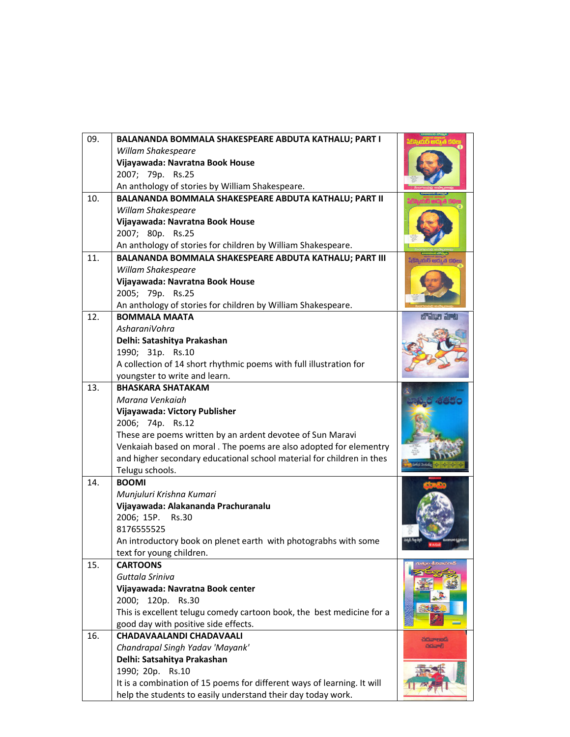| | | |
|---|---|---|
| 09. | **BALANANDA BOMMALA SHAKESPEARE ABDUTA KATHALU; PART I**<br>*Willam Shakespeare*<br>**Vijayawada: Navratna Book House**<br>2007; 79p. Rs.25<br>An anthology of stories by William Shakespeare. | |
| 10. | **BALANANDA BOMMALA SHAKESPEARE ABDUTA KATHALU; PART II**<br>*Willam Shakespeare*<br>**Vijayawada: Navratna Book House**<br>2007; 80p. Rs.25<br>An anthology of stories for children by William Shakespeare. | |
| 11. | **BALANANDA BOMMALA SHAKESPEARE ABDUTA KATHALU; PART III**<br>*Willam Shakespeare*<br>**Vijayawada: Navratna Book House**<br>2005; 79p. Rs.25<br>An anthology of stories for children by William Shakespeare. | |
| 12. | **BOMMALA MAATA**<br>*AsharaniVohra*<br>**Delhi: Satashitya Prakashan**<br>1990; 31p. Rs.10<br>A collection of 14 short rhythmic poems with full illustration for youngster to write and learn. | |
| 13. | **BHASKARA SHATAKAM**<br>*Marana Venkaiah*<br>**Vijayawada: Victory Publisher**<br>2006; 74p. Rs.12<br>These are poems written by an ardent devotee of Sun Maravi Venkaiah based on moral . The poems are also adopted for elementry and higher secondary educational school material for children in thes Telugu schools. | |
| 14. | **BOOMI**<br>*Munjuluri Krishna Kumari*<br>**Vijayawada: Alakananda Prachuranalu**<br>2006; 15P. Rs.30<br>8176555525<br>An introductory book on plenet earth with photograbhs with some text for young children. | |
| 15. | **CARTOONS**<br>*Guttala Sriniva*<br>**Vijayawada: Navratna Book center**<br>2000; 120p. Rs.30<br>This is excellent telugu comedy cartoon book, the best medicine for a good day with positive side effects. | |
| 16. | **CHADAVAALANDI CHADAVAALI**<br>*Chandrapal Singh Yadav 'Mayank'*<br>**Delhi: Satsahitya Prakashan**<br>1990; 20p. Rs.10<br>It is a combination of 15 poems for different ways of learning. It will help the students to easily understand their day today work. | |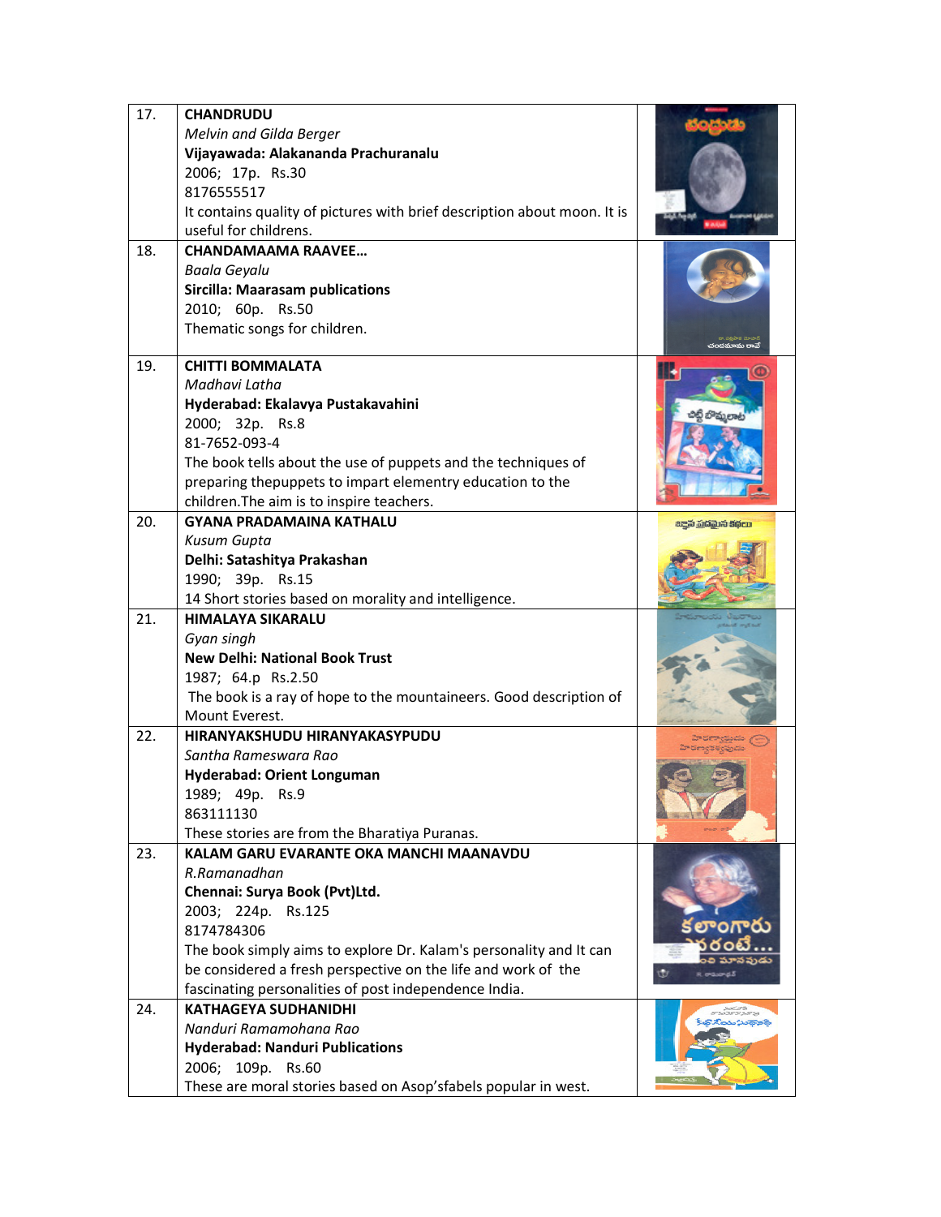| | | |
|---|---|---|
| 17. | **CHANDRUDU**<br>*Melvin and Gilda Berger*<br>**Vijayawada: Alakananda Prachuranalu**<br>2006; 17p. Rs.30<br>8176555517<br>It contains quality of pictures with brief description about moon. It is useful for childrens. | |
| 18. | **CHANDAMAAMA RAAVEE…**<br>*Baala Geyalu*<br>**Sircilla: Maarasam publications**<br>2010; 60p. Rs.50<br>Thematic songs for children. | |
| 19. | **CHITTI BOMMALATA**<br>*Madhavi Latha*<br>**Hyderabad: Ekalavya Pustakavahini**<br>2000; 32p. Rs.8<br>81-7652-093-4<br>The book tells about the use of puppets and the techniques of preparing thepuppets to impart elementry education to the children.The aim is to inspire teachers. | |
| 20. | **GYANA PRADAMAINA KATHALU**<br>*Kusum Gupta*<br>**Delhi: Satashitya Prakashan**<br>1990; 39p. Rs.15<br>14 Short stories based on morality and intelligence. | |
| 21. | **HIMALAYA SIKARALU**<br>*Gyan singh*<br>**New Delhi: National Book Trust**<br>1987; 64.p Rs.2.50<br>The book is a ray of hope to the mountaineers. Good description of Mount Everest. | |
| 22. | **HIRANYAKSHUDU HIRANYAKASYPUDU**<br>*Santha Rameswara Rao*<br>**Hyderabad: Orient Longuman**<br>1989; 49p. Rs.9<br>863111130<br>These stories are from the Bharatiya Puranas. | |
| 23. | **KALAM GARU EVARANTE OKA MANCHI MAANAVDU**<br>*R.Ramanadhan*<br>**Chennai: Surya Book (Pvt)Ltd.**<br>2003; 224p. Rs.125<br>8174784306<br>The book simply aims to explore Dr. Kalam's personality and It can be considered a fresh perspective on the life and work of the fascinating personalities of post independence India. | |
| 24. | **KATHAGEYA SUDHANIDHI**<br>*Nanduri Ramamohana Rao*<br>**Hyderabad: Nanduri Publications**<br>2006; 109p. Rs.60<br>These are moral stories based on Asop'sfabels popular in west. | |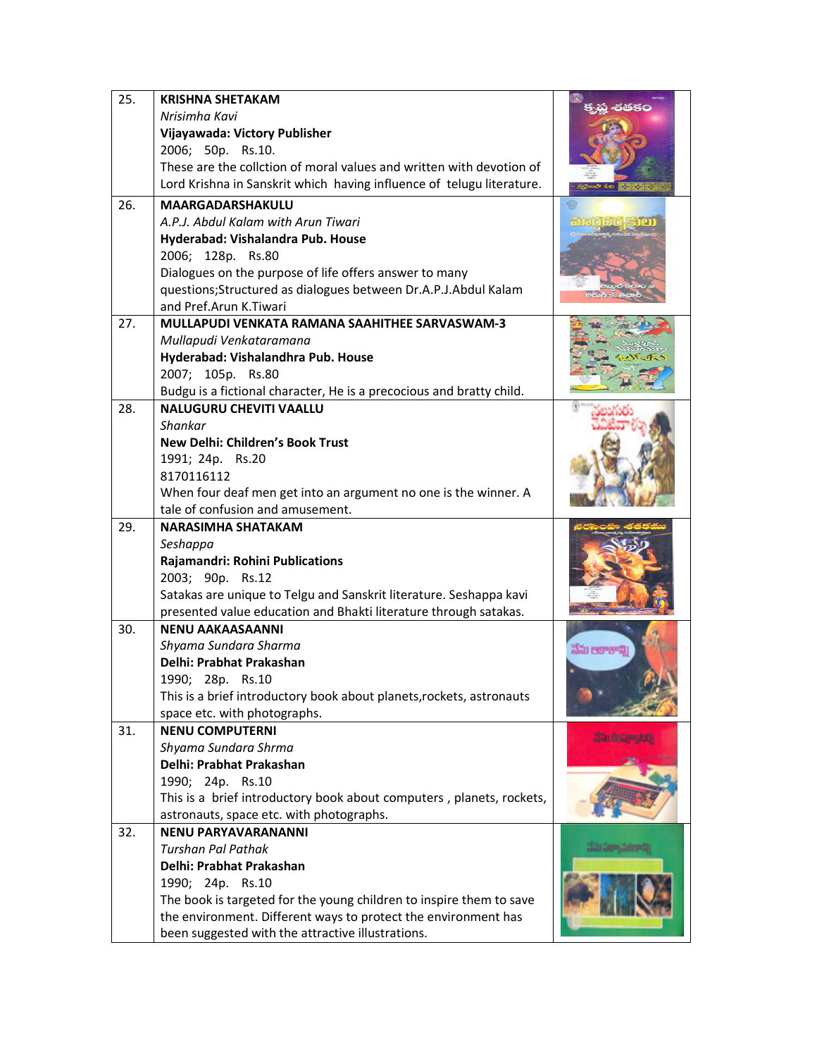| | | |
|---|---|---|
| 25. | **KRISHNA SHETAKAM**<br>*Nrisimha Kavi*<br>**Vijayawada: Victory Publisher**<br>2006; 50p. Rs.10.<br>These are the collction of moral values and written with devotion of Lord Krishna in Sanskrit which having influence of telugu literature. | |
| 26. | **MAARGADARSHAKULU**<br>*A.P.J. Abdul Kalam with Arun Tiwari*<br>**Hyderabad: Vishalandra Pub. House**<br>2006; 128p. Rs.80<br>Dialogues on the purpose of life offers answer to many questions;Structured as dialogues between Dr.A.P.J.Abdul Kalam and Pref.Arun K.Tiwari | |
| 27. | **MULLAPUDI VENKATA RAMANA SAAHITHEE SARVASWAM-3**<br>*Mullapudi Venkataramana*<br>**Hyderabad: Vishalandhra Pub. House**<br>2007; 105p. Rs.80<br>Budgu is a fictional character, He is a precocious and bratty child. | |
| 28. | **NALUGURU CHEVITI VAALLU**<br>*Shankar*<br>**New Delhi: Children's Book Trust**<br>1991; 24p. Rs.20<br>8170116112<br>When four deaf men get into an argument no one is the winner. A tale of confusion and amusement. | |
| 29. | **NARASIMHA SHATAKAM**<br>*Seshappa*<br>**Rajamandri: Rohini Publications**<br>2003; 90p. Rs.12<br>Satakas are unique to Telgu and Sanskrit literature. Seshappa kavi presented value education and Bhakti literature through satakas. | |
| 30. | **NENU AAKAASAANNI**<br>*Shyama Sundara Sharma*<br>**Delhi: Prabhat Prakashan**<br>1990; 28p. Rs.10<br>This is a brief introductory book about planets,rockets, astronauts space etc. with photographs. | |
| 31. | **NENU COMPUTERNI**<br>*Shyama Sundara Shrma*<br>**Delhi: Prabhat Prakashan**<br>1990; 24p. Rs.10<br>This is a brief introductory book about computers , planets, rockets, astronauts, space etc. with photographs. | |
| 32. | **NENU PARYAVARANANNI**<br>*Turshan Pal Pathak*<br>**Delhi: Prabhat Prakashan**<br>1990; 24p. Rs.10<br>The book is targeted for the young children to inspire them to save the environment. Different ways to protect the environment has been suggested with the attractive illustrations. | |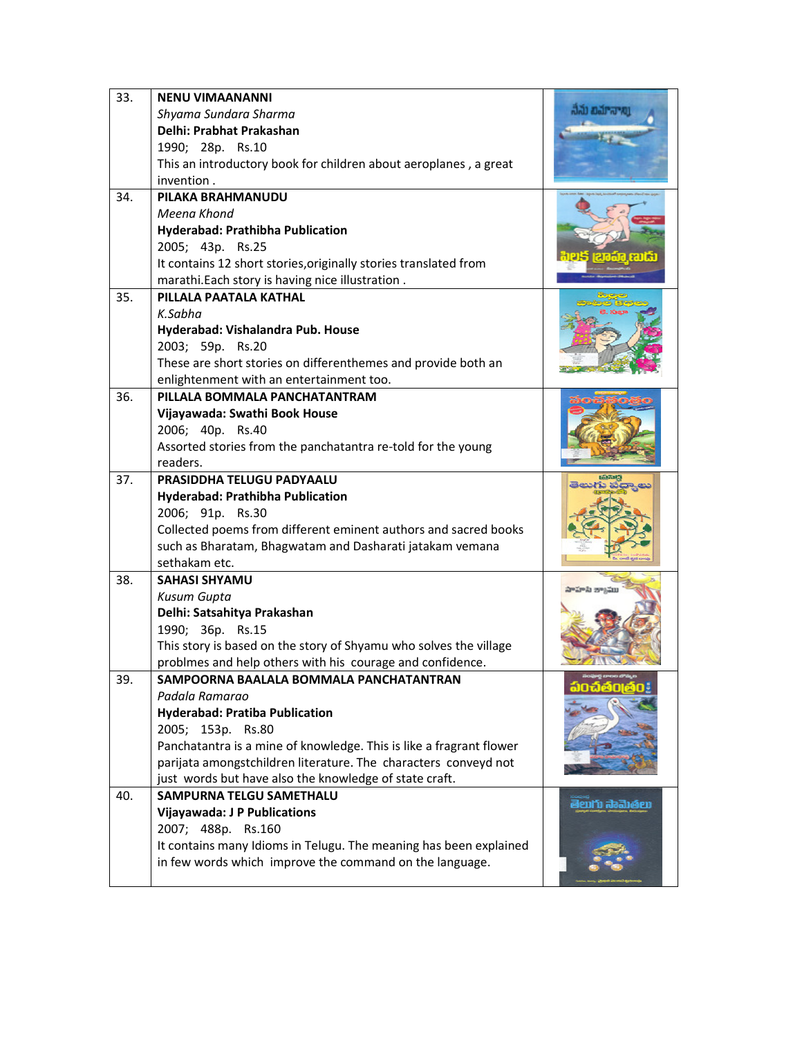| | | |
|---|---|---|
| 33. | **NENU VIMAANANNI**<br>*Shyama Sundara Sharma*<br>**Delhi: Prabhat Prakashan**<br>1990; 28p. Rs.10<br>This an introductory book for children about aeroplanes , a great invention . | |
| 34. | **PILAKA BRAHMANUDU**<br>*Meena Khond*<br>**Hyderabad: Prathibha Publication**<br>2005; 43p. Rs.25<br>It contains 12 short stories,originally stories translated from marathi.Each story is having nice illustration . | |
| 35. | **PILLALA PAATALA KATHAL**<br>*K.Sabha*<br>**Hyderabad: Vishalandra Pub. House**<br>2003; 59p. Rs.20<br>These are short stories on differenthemes and provide both an enlightenment with an entertainment too. | |
| 36. | **PILLALA BOMMALA PANCHATANTRAM**<br>**Vijayawada: Swathi Book House**<br>2006; 40p. Rs.40<br>Assorted stories from the panchatantra re-told for the young readers. | |
| 37. | **PRASIDDHA TELUGU PADYAALU**<br>**Hyderabad: Prathibha Publication**<br>2006; 91p. Rs.30<br>Collected poems from different eminent authors and sacred books such as Bharatam, Bhagwatam and Dasharati jatakam vemana sethakam etc. | |
| 38. | **SAHASI SHYAMU**<br>*Kusum Gupta*<br>**Delhi: Satsahitya Prakashan**<br>1990; 36p. Rs.15<br>This story is based on the story of Shyamu who solves the village problmes and help others with his courage and confidence. | |
| 39. | **SAMPOORNA BAALALA BOMMALA PANCHATANTRAN**<br>*Padala Ramarao*<br>**Hyderabad: Pratiba Publication**<br>2005; 153p. Rs.80<br>Panchatantra is a mine of knowledge. This is like a fragrant flower parijata amongstchildren literature. The characters conveyd not just words but have also the knowledge of state craft. | |
| 40. | **SAMPURNA TELGU SAMETHALU**<br>**Vijayawada: J P Publications**<br>2007; 488p. Rs.160<br>It contains many Idioms in Telugu. The meaning has been explained in few words which improve the command on the language. | |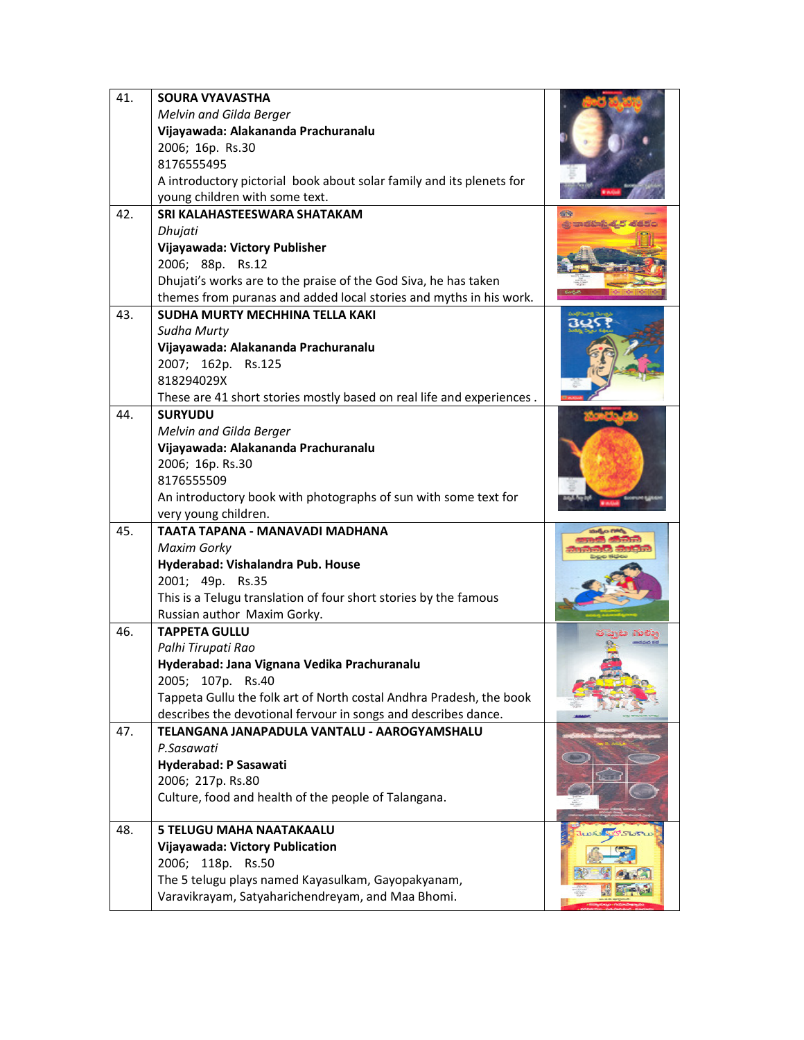| | | |
|---|---|---|
| 41. | **SOURA VYAVASTHA**<br>*Melvin and Gilda Berger*<br>**Vijayawada: Alakananda Prachuranalu**<br>2006; 16p. Rs.30<br>8176555495<br>A introductory pictorial book about solar family and its plenets for young children with some text. | |
| 42. | **SRI KALAHASTEESWARA SHATAKAM**<br>*Dhujati*<br>**Vijayawada: Victory Publisher**<br>2006; 88p. Rs.12<br>Dhujati's works are to the praise of the God Siva, he has taken themes from puranas and added local stories and myths in his work. | |
| 43. | **SUDHA MURTY MECHHINA TELLA KAKI**<br>*Sudha Murty*<br>**Vijayawada: Alakananda Prachuranalu**<br>2007; 162p. Rs.125<br>818294029X<br>These are 41 short stories mostly based on real life and experiences . | |
| 44. | **SURYUDU**<br>*Melvin and Gilda Berger*<br>**Vijayawada: Alakananda Prachuranalu**<br>2006; 16p. Rs.30<br>8176555509<br>An introductory book with photographs of sun with some text for very young children. | |
| 45. | **TAATA TAPANA - MANAVADI MADHANA**<br>*Maxim Gorky*<br>**Hyderabad: Vishalandra Pub. House**<br>2001; 49p. Rs.35<br>This is a Telugu translation of four short stories by the famous Russian author Maxim Gorky. | |
| 46. | **TAPPETA GULLU**<br>*Palhi Tirupati Rao*<br>**Hyderabad: Jana Vignana Vedika Prachuranalu**<br>2005; 107p. Rs.40<br>Tappeta Gullu the folk art of North costal Andhra Pradesh, the book describes the devotional fervour in songs and describes dance. | |
| 47. | **TELANGANA JANAPADULA VANTALU - AAROGYAMSHALU**<br>*P.Sasawati*<br>**Hyderabad: P Sasawati**<br>2006; 217p. Rs.80<br>Culture, food and health of the people of Talangana. | |
| 48. | **5 TELUGU MAHA NAATAKAALU**<br>**Vijayawada: Victory Publication**<br>2006; 118p. Rs.50<br>The 5 telugu plays named Kayasulkam, Gayopakyanam, Varavikrayam, Satyaharichendreyam, and Maa Bhomi. | |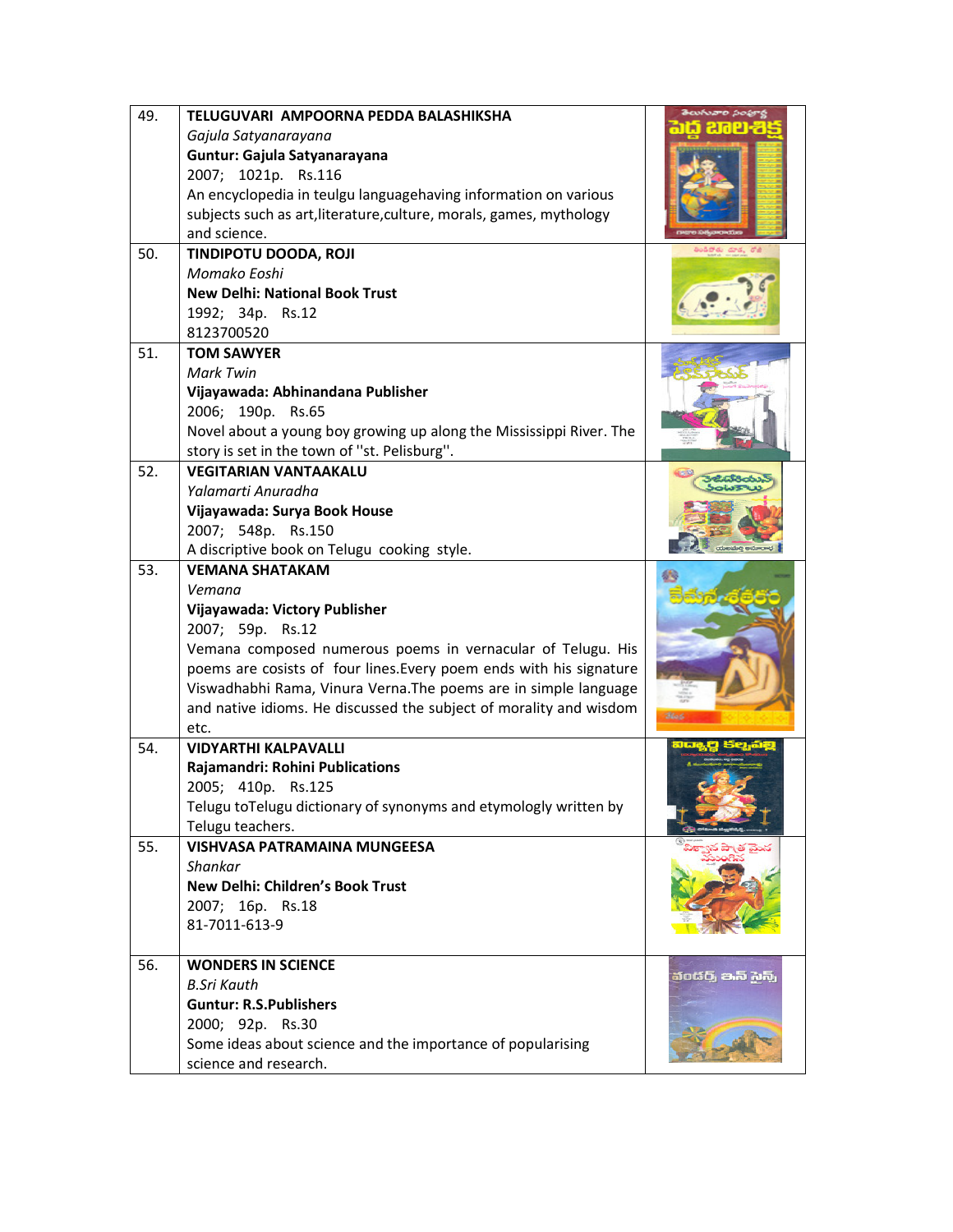| | | |
|---|---|---|
| 49. | **TELUGUVARI AMPOORNA PEDDA BALASHIKSHA**<br>*Gajula Satyanarayana*<br>**Guntur: Gajula Satyanarayana**<br>2007; 1021p. Rs.116<br>An encyclopedia in teulgu languagehaving information on various subjects such as art,literature,culture, morals, games, mythology and science. | |
| 50. | **TINDIPOTU DOODA, ROJI**<br>*Momako Eoshi*<br>**New Delhi: National Book Trust**<br>1992; 34p. Rs.12<br>8123700520 | |
| 51. | **TOM SAWYER**<br>*Mark Twin*<br>**Vijayawada: Abhinandana Publisher**<br>2006; 190p. Rs.65<br>Novel about a young boy growing up along the Mississippi River. The story is set in the town of "st. Pelisburg". | |
| 52. | **VEGITARIAN VANTAAKALU**<br>*Yalamarti Anuradha*<br>**Vijayawada: Surya Book House**<br>2007; 548p. Rs.150<br>A discriptive book on Telugu cooking style. | |
| 53. | **VEMANA SHATAKAM**<br>*Vemana*<br>**Vijayawada: Victory Publisher**<br>2007; 59p. Rs.12<br>Vemana composed numerous poems in vernacular of Telugu. His poems are cosists of four lines.Every poem ends with his signature Viswadhabhi Rama, Vinura Verna.The poems are in simple language and native idioms. He discussed the subject of morality and wisdom etc. | |
| 54. | **VIDYARTHI KALPAVALLI**<br>**Rajamandri: Rohini Publications**<br>2005; 410p. Rs.125<br>Telugu toTelugu dictionary of synonyms and etymolgy written by Telugu teachers. | |
| 55. | **VISHVASA PATRAMAINA MUNGEESA**<br>*Shankar*<br>**New Delhi: Children's Book Trust**<br>2007; 16p. Rs.18<br>81-7011-613-9 | |
| 56. | **WONDERS IN SCIENCE**<br>*B.Sri Kauth*<br>**Guntur: R.S.Publishers**<br>2000; 92p. Rs.30<br>Some ideas about science and the importance of popularising science and research. | |